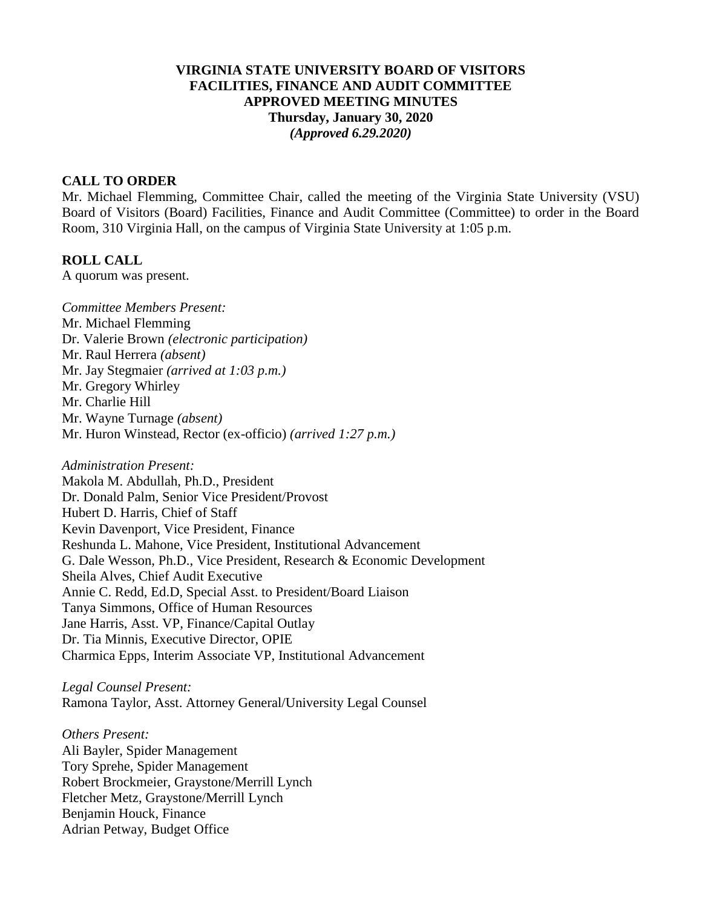**VIRGINIA STATE UNIVERSITY BOARD OF VISITORS**
**FACILITIES, FINANCE AND AUDIT COMMITTEE**
**APPROVED MEETING MINUTES**
**Thursday, January 30, 2020**
***(Approved 6.29.2020)***

**CALL TO ORDER**

Mr. Michael Flemming, Committee Chair, called the meeting of the Virginia State University (VSU) Board of Visitors (Board) Facilities, Finance and Audit Committee (Committee) to order in the Board Room, 310 Virginia Hall, on the campus of Virginia State University at 1:05 p.m.

**ROLL CALL**

A quorum was present.

*Committee Members Present:*
Mr. Michael Flemming
Dr. Valerie Brown *(electronic participation)*
Mr. Raul Herrera *(absent)*
Mr. Jay Stegmaier *(arrived at 1:03 p.m.)*
Mr. Gregory Whirley
Mr. Charlie Hill
Mr. Wayne Turnage *(absent)*
Mr. Huron Winstead, Rector (ex-officio) *(arrived 1:27 p.m.)*

*Administration Present:*
Makola M. Abdullah, Ph.D., President
Dr. Donald Palm, Senior Vice President/Provost
Hubert D. Harris, Chief of Staff
Kevin Davenport, Vice President, Finance
Reshunda L. Mahone, Vice President, Institutional Advancement
G. Dale Wesson, Ph.D., Vice President, Research & Economic Development
Sheila Alves, Chief Audit Executive
Annie C. Redd, Ed.D, Special Asst. to President/Board Liaison
Tanya Simmons, Office of Human Resources
Jane Harris, Asst. VP, Finance/Capital Outlay
Dr. Tia Minnis, Executive Director, OPIE
Charmica Epps, Interim Associate VP, Institutional Advancement

*Legal Counsel Present:*
Ramona Taylor, Asst. Attorney General/University Legal Counsel

*Others Present:*
Ali Bayler, Spider Management
Tory Sprehe, Spider Management
Robert Brockmeier, Graystone/Merrill Lynch
Fletcher Metz, Graystone/Merrill Lynch
Benjamin Houck, Finance
Adrian Petway, Budget Office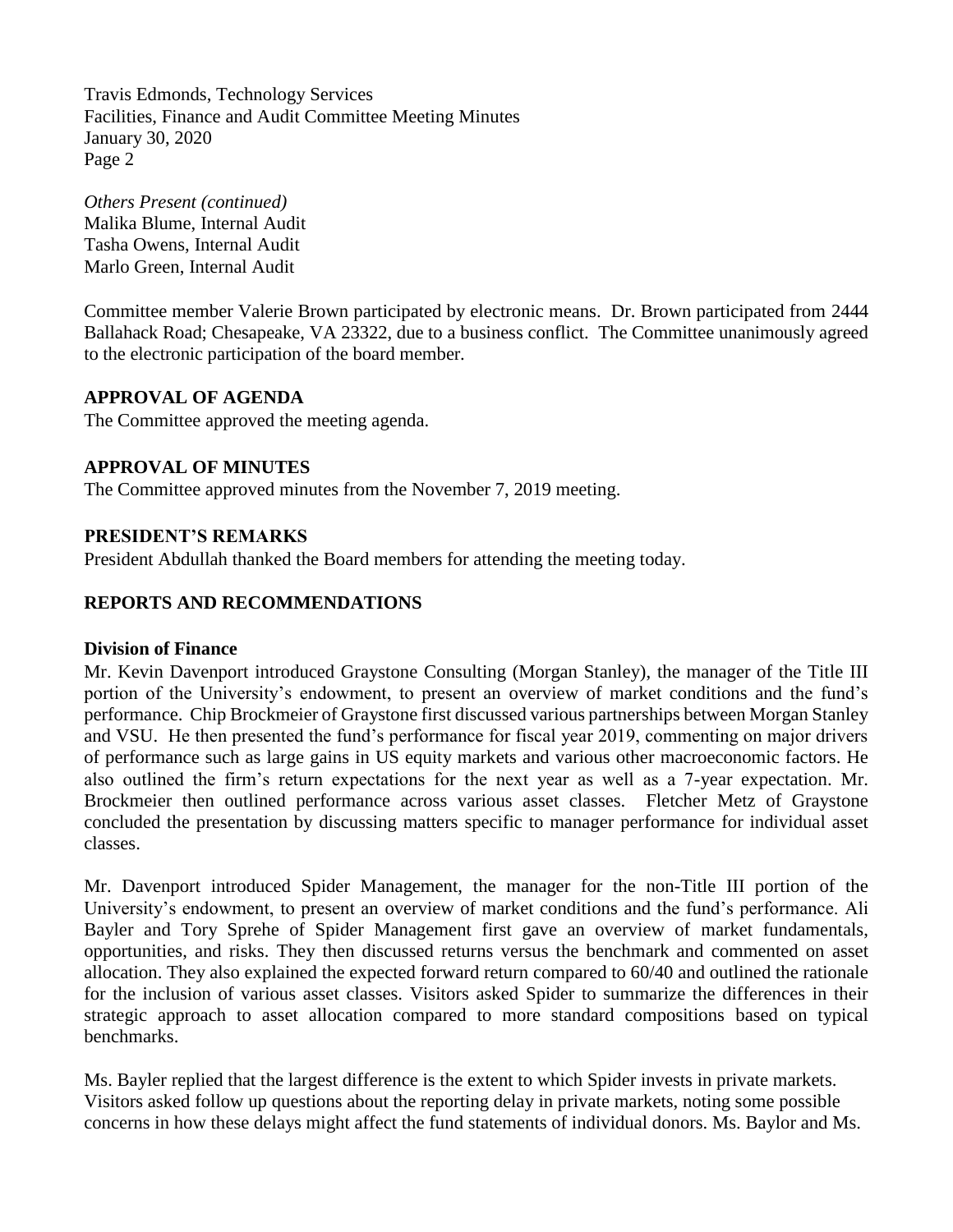Travis Edmonds, Technology Services

*Others Present (continued)*
Malika Blume, Internal Audit
Tasha Owens, Internal Audit
Marlo Green, Internal Audit

Committee member Valerie Brown participated by electronic means. Dr. Brown participated from 2444 Ballahack Road; Chesapeake, VA 23322, due to a business conflict. The Committee unanimously agreed to the electronic participation of the board member.

**APPROVAL OF AGENDA**
The Committee approved the meeting agenda.

**APPROVAL OF MINUTES**
The Committee approved minutes from the November 7, 2019 meeting.

**PRESIDENT'S REMARKS**
President Abdullah thanked the Board members for attending the meeting today.

**REPORTS AND RECOMMENDATIONS**

**Division of Finance**
Mr. Kevin Davenport introduced Graystone Consulting (Morgan Stanley), the manager of the Title III portion of the University's endowment, to present an overview of market conditions and the fund's performance. Chip Brockmeier of Graystone first discussed various partnerships between Morgan Stanley and VSU. He then presented the fund's performance for fiscal year 2019, commenting on major drivers of performance such as large gains in US equity markets and various other macroeconomic factors. He also outlined the firm's return expectations for the next year as well as a 7-year expectation. Mr. Brockmeier then outlined performance across various asset classes. Fletcher Metz of Graystone concluded the presentation by discussing matters specific to manager performance for individual asset classes.

Mr. Davenport introduced Spider Management, the manager for the non-Title III portion of the University's endowment, to present an overview of market conditions and the fund's performance. Ali Bayler and Tory Sprehe of Spider Management first gave an overview of market fundamentals, opportunities, and risks. They then discussed returns versus the benchmark and commented on asset allocation. They also explained the expected forward return compared to 60/40 and outlined the rationale for the inclusion of various asset classes. Visitors asked Spider to summarize the differences in their strategic approach to asset allocation compared to more standard compositions based on typical benchmarks.

Ms. Bayler replied that the largest difference is the extent to which Spider invests in private markets. Visitors asked follow up questions about the reporting delay in private markets, noting some possible concerns in how these delays might affect the fund statements of individual donors. Ms. Baylor and Ms.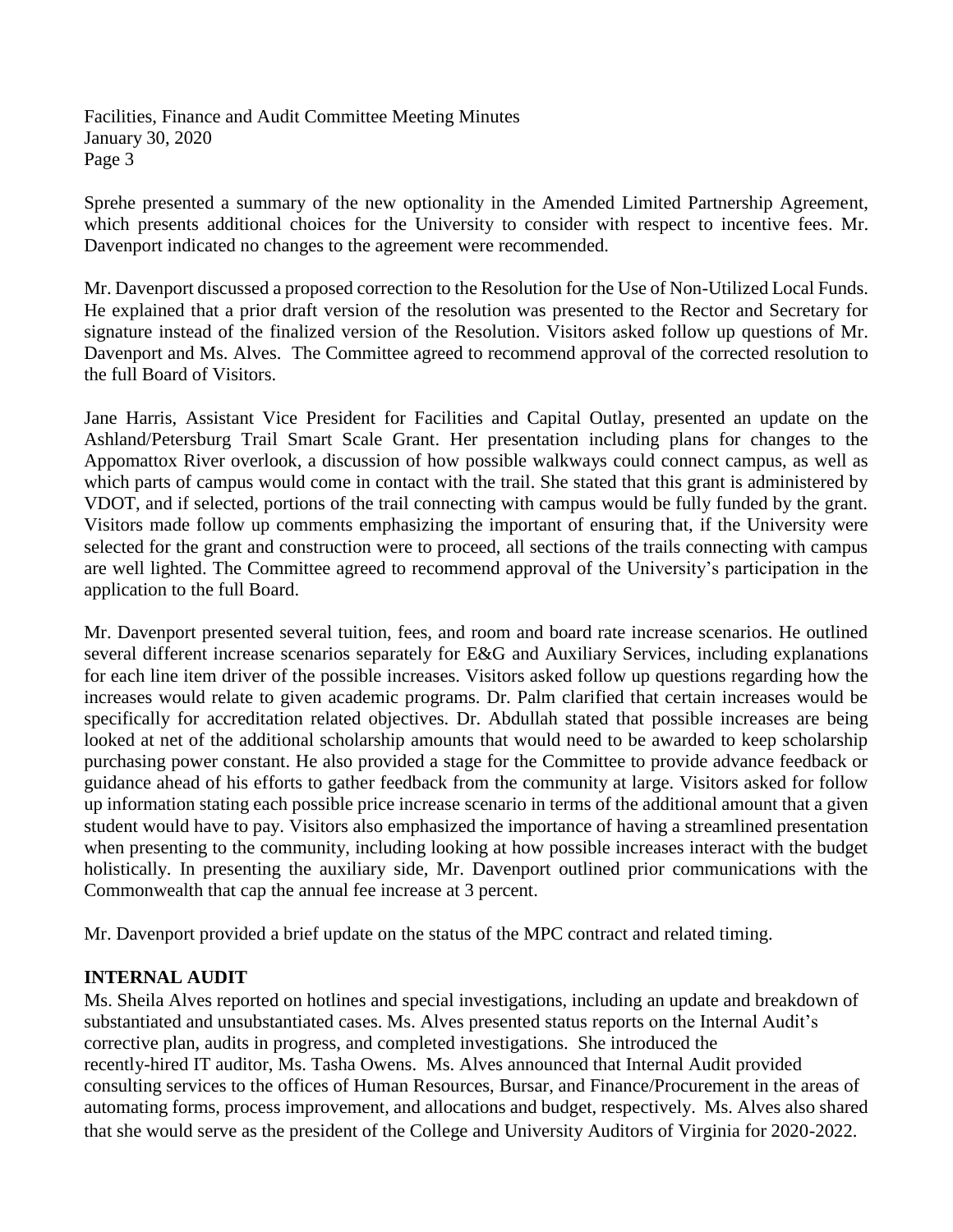Sprehe presented a summary of the new optionality in the Amended Limited Partnership Agreement, which presents additional choices for the University to consider with respect to incentive fees. Mr. Davenport indicated no changes to the agreement were recommended.

Mr. Davenport discussed a proposed correction to the Resolution for the Use of Non-Utilized Local Funds. He explained that a prior draft version of the resolution was presented to the Rector and Secretary for signature instead of the finalized version of the Resolution. Visitors asked follow up questions of Mr. Davenport and Ms. Alves. The Committee agreed to recommend approval of the corrected resolution to the full Board of Visitors.

Jane Harris, Assistant Vice President for Facilities and Capital Outlay, presented an update on the Ashland/Petersburg Trail Smart Scale Grant. Her presentation including plans for changes to the Appomattox River overlook, a discussion of how possible walkways could connect campus, as well as which parts of campus would come in contact with the trail. She stated that this grant is administered by VDOT, and if selected, portions of the trail connecting with campus would be fully funded by the grant. Visitors made follow up comments emphasizing the important of ensuring that, if the University were selected for the grant and construction were to proceed, all sections of the trails connecting with campus are well lighted. The Committee agreed to recommend approval of the University's participation in the application to the full Board.

Mr. Davenport presented several tuition, fees, and room and board rate increase scenarios. He outlined several different increase scenarios separately for E&G and Auxiliary Services, including explanations for each line item driver of the possible increases. Visitors asked follow up questions regarding how the increases would relate to given academic programs. Dr. Palm clarified that certain increases would be specifically for accreditation related objectives. Dr. Abdullah stated that possible increases are being looked at net of the additional scholarship amounts that would need to be awarded to keep scholarship purchasing power constant. He also provided a stage for the Committee to provide advance feedback or guidance ahead of his efforts to gather feedback from the community at large. Visitors asked for follow up information stating each possible price increase scenario in terms of the additional amount that a given student would have to pay. Visitors also emphasized the importance of having a streamlined presentation when presenting to the community, including looking at how possible increases interact with the budget holistically. In presenting the auxiliary side, Mr. Davenport outlined prior communications with the Commonwealth that cap the annual fee increase at 3 percent.

Mr. Davenport provided a brief update on the status of the MPC contract and related timing.

**INTERNAL AUDIT**

Ms. Sheila Alves reported on hotlines and special investigations, including an update and breakdown of substantiated and unsubstantiated cases. Ms. Alves presented status reports on the Internal Audit's corrective plan, audits in progress, and completed investigations. She introduced the recently-hired IT auditor, Ms. Tasha Owens. Ms. Alves announced that Internal Audit provided consulting services to the offices of Human Resources, Bursar, and Finance/Procurement in the areas of automating forms, process improvement, and allocations and budget, respectively. Ms. Alves also shared that she would serve as the president of the College and University Auditors of Virginia for 2020-2022.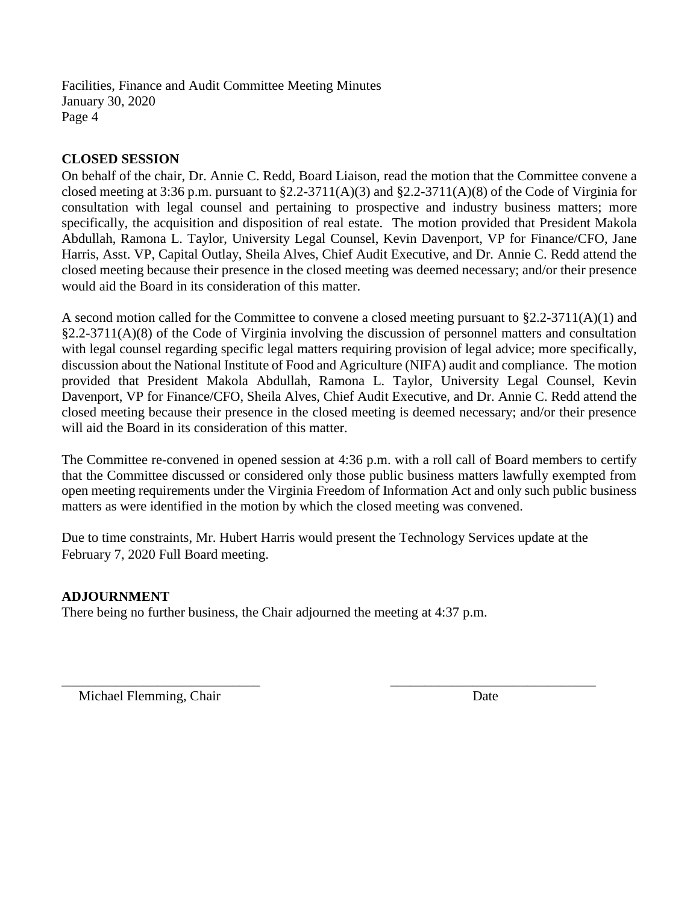**CLOSED SESSION**

On behalf of the chair, Dr. Annie C. Redd, Board Liaison, read the motion that the Committee convene a closed meeting at 3:36 p.m. pursuant to §2.2-3711(A)(3) and §2.2-3711(A)(8) of the Code of Virginia for consultation with legal counsel and pertaining to prospective and industry business matters; more specifically, the acquisition and disposition of real estate. The motion provided that President Makola Abdullah, Ramona L. Taylor, University Legal Counsel, Kevin Davenport, VP for Finance/CFO, Jane Harris, Asst. VP, Capital Outlay, Sheila Alves, Chief Audit Executive, and Dr. Annie C. Redd attend the closed meeting because their presence in the closed meeting was deemed necessary; and/or their presence would aid the Board in its consideration of this matter.

A second motion called for the Committee to convene a closed meeting pursuant to §2.2-3711(A)(1) and §2.2-3711(A)(8) of the Code of Virginia involving the discussion of personnel matters and consultation with legal counsel regarding specific legal matters requiring provision of legal advice; more specifically, discussion about the National Institute of Food and Agriculture (NIFA) audit and compliance. The motion provided that President Makola Abdullah, Ramona L. Taylor, University Legal Counsel, Kevin Davenport, VP for Finance/CFO, Sheila Alves, Chief Audit Executive, and Dr. Annie C. Redd attend the closed meeting because their presence in the closed meeting is deemed necessary; and/or their presence will aid the Board in its consideration of this matter.

The Committee re-convened in opened session at 4:36 p.m. with a roll call of Board members to certify that the Committee discussed or considered only those public business matters lawfully exempted from open meeting requirements under the Virginia Freedom of Information Act and only such public business matters as were identified in the motion by which the closed meeting was convened.

Due to time constraints, Mr. Hubert Harris would present the Technology Services update at the February 7, 2020 Full Board meeting.

**ADJOURNMENT**

There being no further business, the Chair adjourned the meeting at 4:37 p.m.

\_\_\_\_\_\_\_\_\_\_\_\_\_\_\_\_\_\_\_\_\_\_\_\_\_\_\_\_\_\_ \_\_\_\_\_\_\_\_\_\_\_\_\_\_\_\_\_\_\_\_\_\_\_\_\_\_\_\_\_\_

Michael Flemming, Chair Date